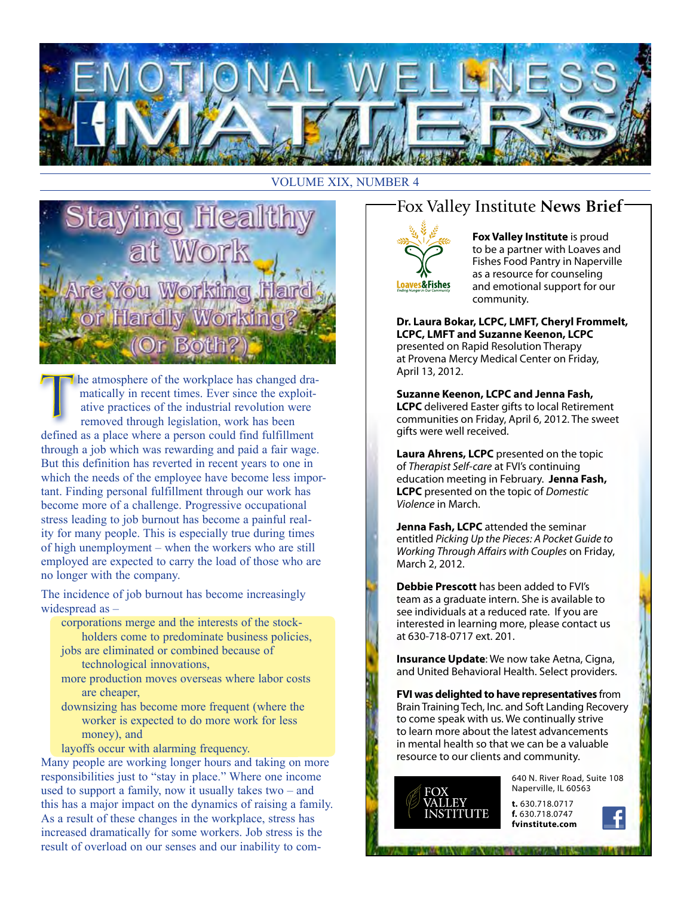# EMOTIONAL WELLNESS MATTERS

VOLUME XIX, NUMBER 4

## Staying Healthy at Work

### Are You Working Hard or Hardly Working? (Or Both?)

The atmosphere of the workplace has changed dramatically in recent times. Ever since the exploitative practices of the industrial revolution were removed through legislation, work has been defined as a place where a person could find fulfillment through a job which was rewarding and paid a fair wage. But this definition has reverted in recent years to one in which the needs of the employee have become less important. Finding personal fulfillment through our work has become more of a challenge. Progressive occupational stress leading to job burnout has become a painful reality for many people. This is especially true during times of high unemployment – when the workers who are still employed are expected to carry the load of those who are no longer with the company.

The incidence of job burnout has become increasingly widespread as –

- corporations merge and the interests of the stockholders come to predominate business policies,
- jobs are eliminated or combined because of technological innovations,
- more production moves overseas where labor costs are cheaper,
- downsizing has become more frequent (where the worker is expected to do more work for less money), and
- layoffs occur with alarming frequency.

Many people are working longer hours and taking on more responsibilities just to "stay in place." Where one income used to support a family, now it usually takes two – and this has a major impact on the dynamics of raising a family. As a result of these changes in the workplace, stress has increased dramatically for some workers. Job stress is the result of overload on our senses and our inability to com-

## Fox Valley Institute **News Brief**

Loaves&Fishes — Ending Hunger in Our Community

**Fox Valley Institute** is proud to be a partner with Loaves and Fishes Food Pantry in Naperville as a resource for counseling and emotional support for our community.

**Dr. Laura Bokar, LCPC, LMFT, Cheryl Frommelt, LCPC, LMFT and Suzanne Keenon, LCPC** presented on Rapid Resolution Therapy at Provena Mercy Medical Center on Friday, April 13, 2012.

**Suzanne Keenon, LCPC and Jenna Fash, LCPC** delivered Easter gifts to local Retirement communities on Friday, April 6, 2012. The sweet gifts were well received.

**Laura Ahrens, LCPC** presented on the topic of *Therapist Self-care* at FVI's continuing education meeting in February. **Jenna Fash, LCPC** presented on the topic of *Domestic Violence* in March.

**Jenna Fash, LCPC** attended the seminar entitled *Picking Up the Pieces: A Pocket Guide to Working Through Affairs with Couples* on Friday, March 2, 2012.

**Debbie Prescott** has been added to FVI's team as a graduate intern. She is available to see individuals at a reduced rate. If you are interested in learning more, please contact us at 630-718-0717 ext. 201.

**Insurance Update**: We now take Aetna, Cigna, and United Behavioral Health. Select providers.

**FVI was delighted to have representatives** from Brain Training Tech, Inc. and Soft Landing Recovery to come speak with us. We continually strive to learn more about the latest advancements in mental health so that we can be a valuable resource to our clients and community.

FOX VALLEY INSTITUTE

640 N. River Road, Suite 108
Naperville, IL 60563

**t.** 630.718.0717
**f.** 630.718.0747
**fvinstitute.com**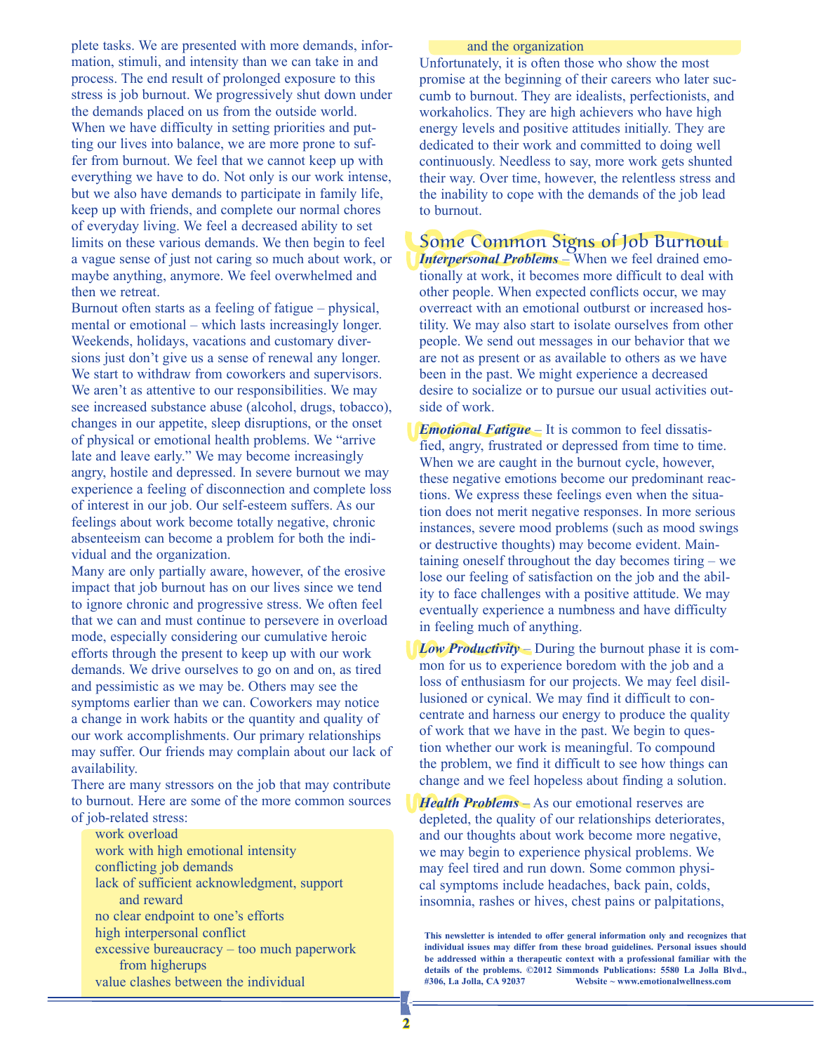plete tasks. We are presented with more demands, information, stimuli, and intensity than we can take in and process. The end result of prolonged exposure to this stress is job burnout. We progressively shut down under the demands placed on us from the outside world. When we have difficulty in setting priorities and putting our lives into balance, we are more prone to suffer from burnout. We feel that we cannot keep up with everything we have to do. Not only is our work intense, but we also have demands to participate in family life, keep up with friends, and complete our normal chores of everyday living. We feel a decreased ability to set limits on these various demands. We then begin to feel a vague sense of just not caring so much about work, or maybe anything, anymore. We feel overwhelmed and then we retreat.

Burnout often starts as a feeling of fatigue – physical, mental or emotional – which lasts increasingly longer. Weekends, holidays, vacations and customary diversions just don't give us a sense of renewal any longer. We start to withdraw from coworkers and supervisors. We aren't as attentive to our responsibilities. We may see increased substance abuse (alcohol, drugs, tobacco), changes in our appetite, sleep disruptions, or the onset of physical or emotional health problems. We "arrive late and leave early." We may become increasingly angry, hostile and depressed. In severe burnout we may experience a feeling of disconnection and complete loss of interest in our job. Our self-esteem suffers. As our feelings about work become totally negative, chronic absenteeism can become a problem for both the individual and the organization.

Many are only partially aware, however, of the erosive impact that job burnout has on our lives since we tend to ignore chronic and progressive stress. We often feel that we can and must continue to persevere in overload mode, especially considering our cumulative heroic efforts through the present to keep up with our work demands. We drive ourselves to go on and on, as tired and pessimistic as we may be. Others may see the symptoms earlier than we can. Coworkers may notice a change in work habits or the quantity and quality of our work accomplishments. Our primary relationships may suffer. Our friends may complain about our lack of availability.

There are many stressors on the job that may contribute to burnout. Here are some of the more common sources of job-related stress:

- work overload
- work with high emotional intensity
- conflicting job demands
- lack of sufficient acknowledgment, support and reward
- no clear endpoint to one's efforts
- high interpersonal conflict
- excessive bureaucracy – too much paperwork from higherups
- value clashes between the individual and the organization

Unfortunately, it is often those who show the most promise at the beginning of their careers who later succumb to burnout. They are idealists, perfectionists, and workaholics. They are high achievers who have high energy levels and positive attitudes initially. They are dedicated to their work and committed to doing well continuously. Needless to say, more work gets shunted their way. Over time, however, the relentless stress and the inability to cope with the demands of the job lead to burnout.

## Some Common Signs of Job Burnout

***Interpersonal Problems*** – When we feel drained emotionally at work, it becomes more difficult to deal with other people. When expected conflicts occur, we may overreact with an emotional outburst or increased hostility. We may also start to isolate ourselves from other people. We send out messages in our behavior that we are not as present or as available to others as we have been in the past. We might experience a decreased desire to socialize or to pursue our usual activities outside of work.

***Emotional Fatigue*** – It is common to feel dissatisfied, angry, frustrated or depressed from time to time. When we are caught in the burnout cycle, however, these negative emotions become our predominant reactions. We express these feelings even when the situation does not merit negative responses. In more serious instances, severe mood problems (such as mood swings or destructive thoughts) may become evident. Maintaining oneself throughout the day becomes tiring – we lose our feeling of satisfaction on the job and the ability to face challenges with a positive attitude. We may eventually experience a numbness and have difficulty in feeling much of anything.

***Low Productivity*** – During the burnout phase it is common for us to experience boredom with the job and a loss of enthusiasm for our projects. We may feel disillusioned or cynical. We may find it difficult to concentrate and harness our energy to produce the quality of work that we have in the past. We begin to question whether our work is meaningful. To compound the problem, we find it difficult to see how things can change and we feel hopeless about finding a solution.

***Health Problems*** – As our emotional reserves are depleted, the quality of our relationships deteriorates, and our thoughts about work become more negative, we may begin to experience physical problems. We may feel tired and run down. Some common physical symptoms include headaches, back pain, colds, insomnia, rashes or hives, chest pains or palpitations,

**This newsletter is intended to offer general information only and recognizes that individual issues may differ from these broad guidelines. Personal issues should be addressed within a therapeutic context with a professional familiar with the details of the problems. ©2012 Simmonds Publications: 5580 La Jolla Blvd., #306, La Jolla, CA 92037 Website ~ www.emotionalwellness.com**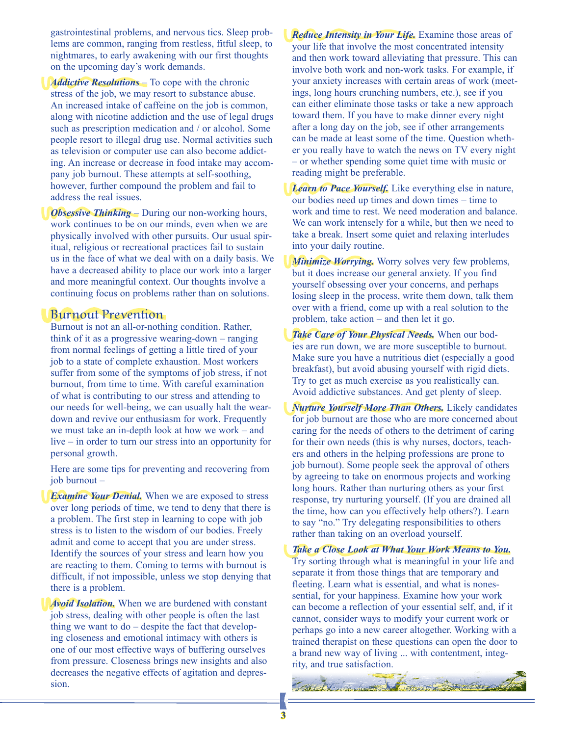gastrointestinal problems, and nervous tics. Sleep problems are common, ranging from restless, fitful sleep, to nightmares, to early awakening with our first thoughts on the upcoming day's work demands.

***Addictive Resolutions*** – To cope with the chronic stress of the job, we may resort to substance abuse. An increased intake of caffeine on the job is common, along with nicotine addiction and the use of legal drugs such as prescription medication and / or alcohol. Some people resort to illegal drug use. Normal activities such as television or computer use can also become addicting. An increase or decrease in food intake may accompany job burnout. These attempts at self-soothing, however, further compound the problem and fail to address the real issues.

***Obsessive Thinking*** – During our non-working hours, work continues to be on our minds, even when we are physically involved with other pursuits. Our usual spiritual, religious or recreational practices fail to sustain us in the face of what we deal with on a daily basis. We have a decreased ability to place our work into a larger and more meaningful context. Our thoughts involve a continuing focus on problems rather than on solutions.

## Burnout Prevention

Burnout is not an all-or-nothing condition. Rather, think of it as a progressive wearing-down – ranging from normal feelings of getting a little tired of your job to a state of complete exhaustion. Most workers suffer from some of the symptoms of job stress, if not burnout, from time to time. With careful examination of what is contributing to our stress and attending to our needs for well-being, we can usually halt the wear-down and revive our enthusiasm for work. Frequently we must take an in-depth look at how we work – and live – in order to turn our stress into an opportunity for personal growth.

Here are some tips for preventing and recovering from job burnout –

***Examine Your Denial.*** When we are exposed to stress over long periods of time, we tend to deny that there is a problem. The first step in learning to cope with job stress is to listen to the wisdom of our bodies. Freely admit and come to accept that you are under stress. Identify the sources of your stress and learn how you are reacting to them. Coming to terms with burnout is difficult, if not impossible, unless we stop denying that there is a problem.

***Avoid Isolation.*** When we are burdened with constant job stress, dealing with other people is often the last thing we want to do – despite the fact that developing closeness and emotional intimacy with others is one of our most effective ways of buffering ourselves from pressure. Closeness brings new insights and also decreases the negative effects of agitation and depression.

***Reduce Intensity in Your Life.*** Examine those areas of your life that involve the most concentrated intensity and then work toward alleviating that pressure. This can involve both work and non-work tasks. For example, if your anxiety increases with certain areas of work (meetings, long hours crunching numbers, etc.), see if you can either eliminate those tasks or take a new approach toward them. If you have to make dinner every night after a long day on the job, see if other arrangements can be made at least some of the time. Question whether you really have to watch the news on TV every night – or whether spending some quiet time with music or reading might be preferable.

***Learn to Pace Yourself.*** Like everything else in nature, our bodies need up times and down times – time to work and time to rest. We need moderation and balance. We can work intensely for a while, but then we need to take a break. Insert some quiet and relaxing interludes into your daily routine.

***Minimize Worrying.*** Worry solves very few problems, but it does increase our general anxiety. If you find yourself obsessing over your concerns, and perhaps losing sleep in the process, write them down, talk them over with a friend, come up with a real solution to the problem, take action – and then let it go.

***Take Care of Your Physical Needs.*** When our bodies are run down, we are more susceptible to burnout. Make sure you have a nutritious diet (especially a good breakfast), but avoid abusing yourself with rigid diets. Try to get as much exercise as you realistically can. Avoid addictive substances. And get plenty of sleep.

***Nurture Yourself More Than Others.*** Likely candidates for job burnout are those who are more concerned about caring for the needs of others to the detriment of caring for their own needs (this is why nurses, doctors, teachers and others in the helping professions are prone to job burnout). Some people seek the approval of others by agreeing to take on enormous projects and working long hours. Rather than nurturing others as your first response, try nurturing yourself. (If you are drained all the time, how can you effectively help others?). Learn to say "no." Try delegating responsibilities to others rather than taking on an overload yourself.

***Take a Close Look at What Your Work Means to You.*** Try sorting through what is meaningful in your life and separate it from those things that are temporary and fleeting. Learn what is essential, and what is nonessential, for your happiness. Examine how your work can become a reflection of your essential self, and, if it cannot, consider ways to modify your current work or perhaps go into a new career altogether. Working with a trained therapist on these questions can open the door to a brand new way of living ... with contentment, integrity, and true satisfaction.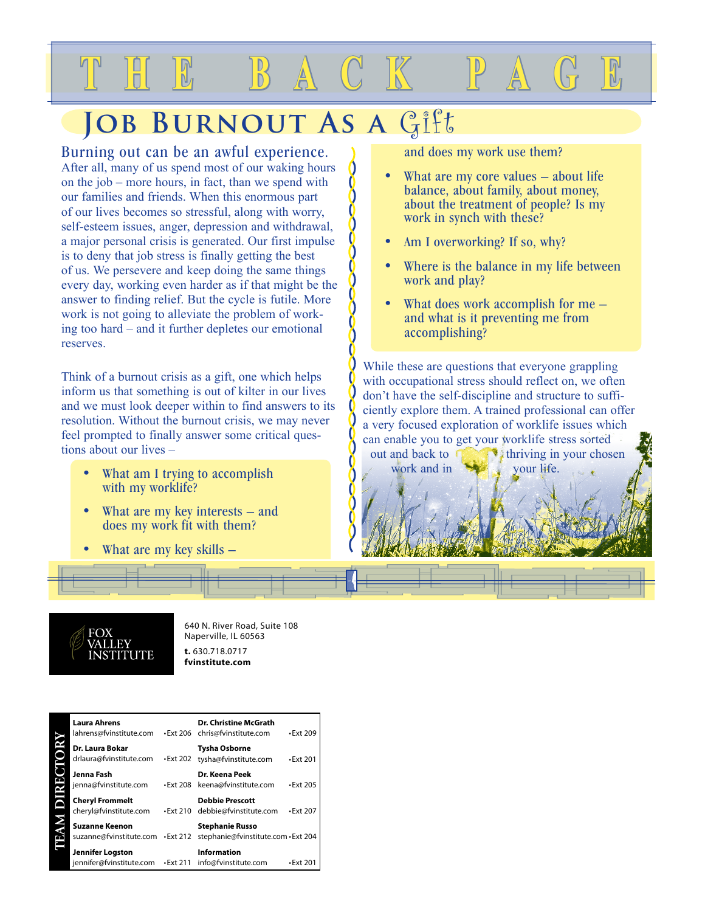# THE BACK PAGE

## Job Burnout As a Gift

Burning out can be an awful experience. After all, many of us spend most of our waking hours on the job – more hours, in fact, than we spend with our families and friends. When this enormous part of our lives becomes so stressful, along with worry, self-esteem issues, anger, depression and withdrawal, a major personal crisis is generated. Our first impulse is to deny that job stress is finally getting the best of us. We persevere and keep doing the same things every day, working even harder as if that might be the answer to finding relief. But the cycle is futile. More work is not going to alleviate the problem of working too hard – and it further depletes our emotional reserves.

Think of a burnout crisis as a gift, one which helps inform us that something is out of kilter in our lives and we must look deeper within to find answers to its resolution. Without the burnout crisis, we may never feel prompted to finally answer some critical questions about our lives –

- What am I trying to accomplish with my worklife?
- What are my key interests – and does my work fit with them?
- What are my key skills – and does my work use them?
- What are my core values – about life balance, about family, about money, about the treatment of people? Is my work in synch with these?
- Am I overworking? If so, why?
- Where is the balance in my life between work and play?
- What does work accomplish for me – and what is it preventing me from accomplishing?

While these are questions that everyone grappling with occupational stress should reflect on, we often don't have the self-discipline and structure to sufficiently explore them. A trained professional can offer a very focused exploration of worklife issues which can enable you to get your worklife stress sorted out and back to thriving in your chosen work and in your life.

---

**FOX VALLEY INSTITUTE**

640 N. River Road, Suite 108
Naperville, IL 60563

**t.** 630.718.0717
**fvinstitute.com**

### TEAM DIRECTORY

| | | | |
|---|---|---|---|
| **Laura Ahrens** lahrens@fvinstitute.com | •Ext 206 | **Dr. Christine McGrath** chris@fvinstitute.com | •Ext 209 |
| **Dr. Laura Bokar** drlaura@fvinstitute.com | •Ext 202 | **Tysha Osborne** tysha@fvinstitute.com | •Ext 201 |
| **Jenna Fash** jenna@fvinstitute.com | •Ext 208 | **Dr. Keena Peek** keena@fvinstitute.com | •Ext 205 |
| **Cheryl Frommelt** cheryl@fvinstitute.com | •Ext 210 | **Debbie Prescott** debbie@fvinstitute.com | •Ext 207 |
| **Suzanne Keenon** suzanne@fvinstitute.com | •Ext 212 | **Stephanie Russo** stephanie@fvinstitute.com | •Ext 204 |
| **Jennifer Logston** jennifer@fvinstitute.com | •Ext 211 | **Information** info@fvinstitute.com | •Ext 201 |